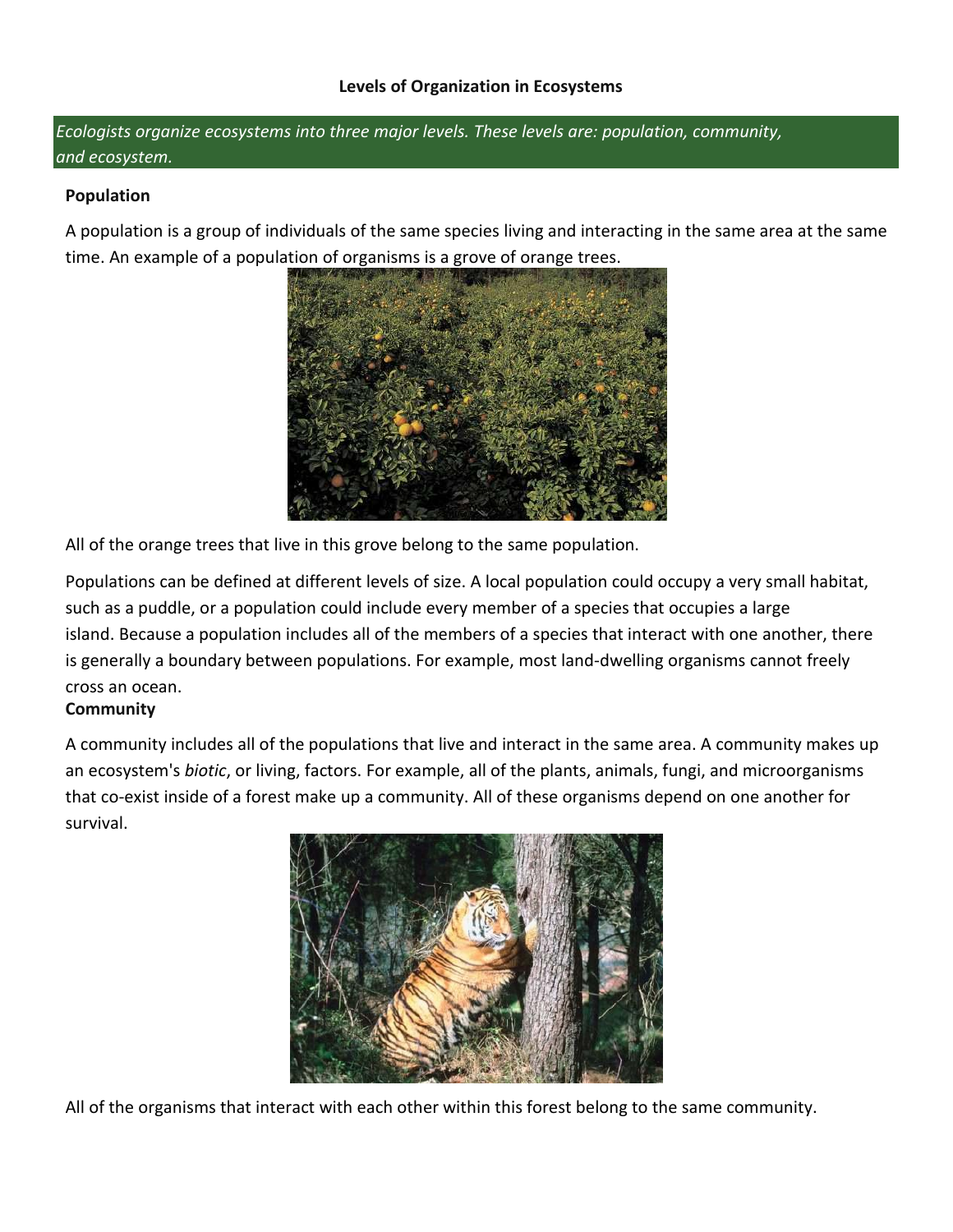# Levels of Organization in Ecosystems

*Ecologists organize ecosystems into three major levels. These levels are: population, community, and ecosystem.*

## Population

A population is a group of individuals of the same species living and interacting in the same area at the same time. An example of a population of organisms is a grove of orange trees.

All of the orange trees that live in this grove belong to the same population.

Populations can be defined at different levels of size. A local population could occupy a very small habitat, such as a puddle, or a population could include every member of a species that occupies a large island. Because a population includes all of the members of a species that interact with one another, there is generally a boundary between populations. For example, most land-dwelling organisms cannot freely cross an ocean.

## Community

A community includes all of the populations that live and interact in the same area. A community makes up an ecosystem's *biotic*, or living, factors. For example, all of the plants, animals, fungi, and microorganisms that co-exist inside of a forest make up a community. All of these organisms depend on one another for survival.

All of the organisms that interact with each other within this forest belong to the same community.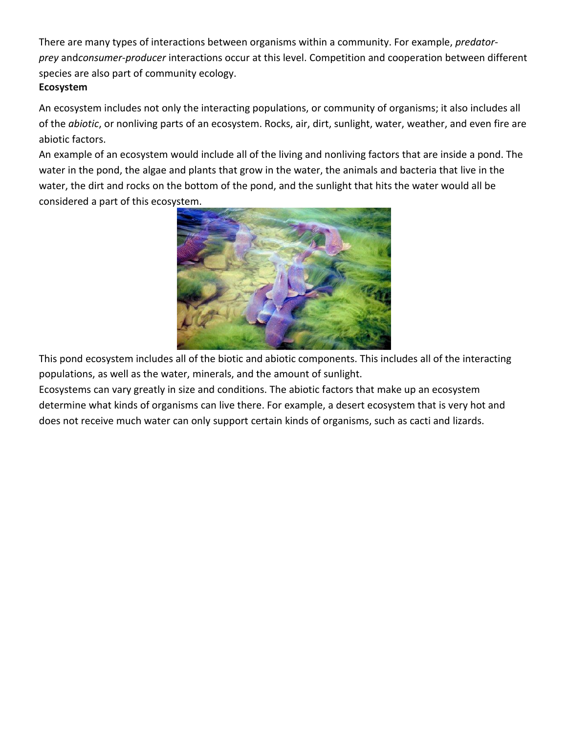There are many types of interactions between organisms within a community. For example, *predator-prey* and*consumer-producer* interactions occur at this level. Competition and cooperation between different species are also part of community ecology.

**Ecosystem**

An ecosystem includes not only the interacting populations, or community of organisms; it also includes all of the *abiotic*, or nonliving parts of an ecosystem. Rocks, air, dirt, sunlight, water, weather, and even fire are abiotic factors.

An example of an ecosystem would include all of the living and nonliving factors that are inside a pond. The water in the pond, the algae and plants that grow in the water, the animals and bacteria that live in the water, the dirt and rocks on the bottom of the pond, and the sunlight that hits the water would all be considered a part of this ecosystem.

This pond ecosystem includes all of the biotic and abiotic components. This includes all of the interacting populations, as well as the water, minerals, and the amount of sunlight.

Ecosystems can vary greatly in size and conditions. The abiotic factors that make up an ecosystem determine what kinds of organisms can live there. For example, a desert ecosystem that is very hot and does not receive much water can only support certain kinds of organisms, such as cacti and lizards.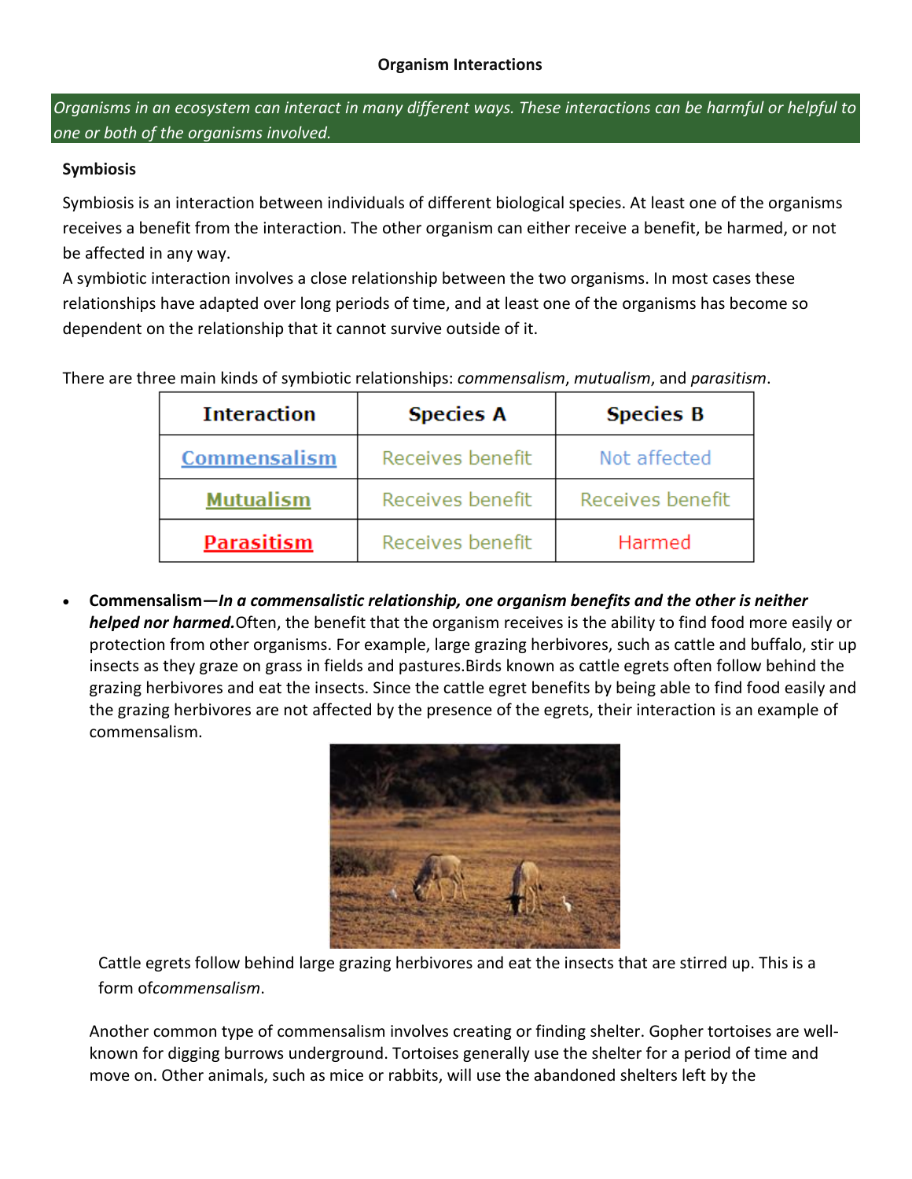**Organism Interactions**

*Organisms in an ecosystem can interact in many different ways. These interactions can be harmful or helpful to one or both of the organisms involved.*

**Symbiosis**

Symbiosis is an interaction between individuals of different biological species. At least one of the organisms receives a benefit from the interaction. The other organism can either receive a benefit, be harmed, or not be affected in any way.
A symbiotic interaction involves a close relationship between the two organisms. In most cases these relationships have adapted over long periods of time, and at least one of the organisms has become so dependent on the relationship that it cannot survive outside of it.

There are three main kinds of symbiotic relationships: *commensalism*, *mutualism*, and *parasitism*.

| Interaction | Species A | Species B |
|---|---|---|
| Commensalism | Receives benefit | Not affected |
| Mutualism | Receives benefit | Receives benefit |
| Parasitism | Receives benefit | Harmed |

- **Commensalism—*In a commensalistic relationship, one organism benefits and the other is neither helped nor harmed.*** Often, the benefit that the organism receives is the ability to find food more easily or protection from other organisms. For example, large grazing herbivores, such as cattle and buffalo, stir up insects as they graze on grass in fields and pastures.Birds known as cattle egrets often follow behind the grazing herbivores and eat the insects. Since the cattle egret benefits by being able to find food easily and the grazing herbivores are not affected by the presence of the egrets, their interaction is an example of commensalism.

  Cattle egrets follow behind large grazing herbivores and eat the insects that are stirred up. This is a form of*commensalism*.

  Another common type of commensalism involves creating or finding shelter. Gopher tortoises are well-known for digging burrows underground. Tortoises generally use the shelter for a period of time and move on. Other animals, such as mice or rabbits, will use the abandoned shelters left by the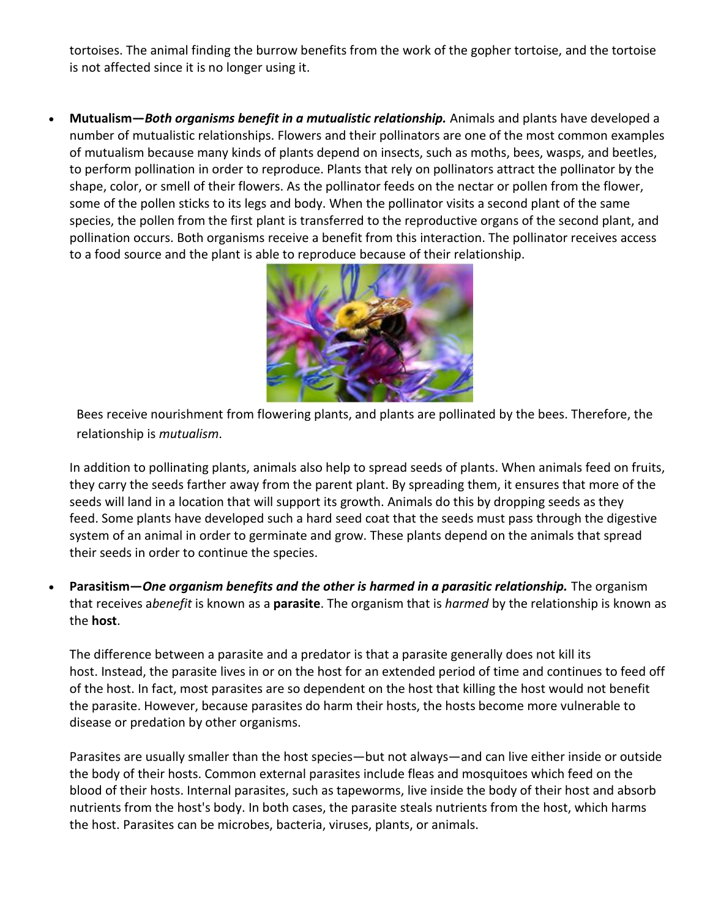tortoises. The animal finding the burrow benefits from the work of the gopher tortoise, and the tortoise is not affected since it is no longer using it.

- **Mutualism—*Both organisms benefit in a mutualistic relationship.*** Animals and plants have developed a number of mutualistic relationships. Flowers and their pollinators are one of the most common examples of mutualism because many kinds of plants depend on insects, such as moths, bees, wasps, and beetles, to perform pollination in order to reproduce. Plants that rely on pollinators attract the pollinator by the shape, color, or smell of their flowers. As the pollinator feeds on the nectar or pollen from the flower, some of the pollen sticks to its legs and body. When the pollinator visits a second plant of the same species, the pollen from the first plant is transferred to the reproductive organs of the second plant, and pollination occurs. Both organisms receive a benefit from this interaction. The pollinator receives access to a food source and the plant is able to reproduce because of their relationship.

  Bees receive nourishment from flowering plants, and plants are pollinated by the bees. Therefore, the relationship is *mutualism*.

  In addition to pollinating plants, animals also help to spread seeds of plants. When animals feed on fruits, they carry the seeds farther away from the parent plant. By spreading them, it ensures that more of the seeds will land in a location that will support its growth. Animals do this by dropping seeds as they feed. Some plants have developed such a hard seed coat that the seeds must pass through the digestive system of an animal in order to germinate and grow. These plants depend on the animals that spread their seeds in order to continue the species.

- **Parasitism—*One organism benefits and the other is harmed in a parasitic relationship.*** The organism that receives a*benefit* is known as a **parasite**. The organism that is *harmed* by the relationship is known as the **host**.

  The difference between a parasite and a predator is that a parasite generally does not kill its host. Instead, the parasite lives in or on the host for an extended period of time and continues to feed off of the host. In fact, most parasites are so dependent on the host that killing the host would not benefit the parasite. However, because parasites do harm their hosts, the hosts become more vulnerable to disease or predation by other organisms.

  Parasites are usually smaller than the host species—but not always—and can live either inside or outside the body of their hosts. Common external parasites include fleas and mosquitoes which feed on the blood of their hosts. Internal parasites, such as tapeworms, live inside the body of their host and absorb nutrients from the host's body. In both cases, the parasite steals nutrients from the host, which harms the host. Parasites can be microbes, bacteria, viruses, plants, or animals.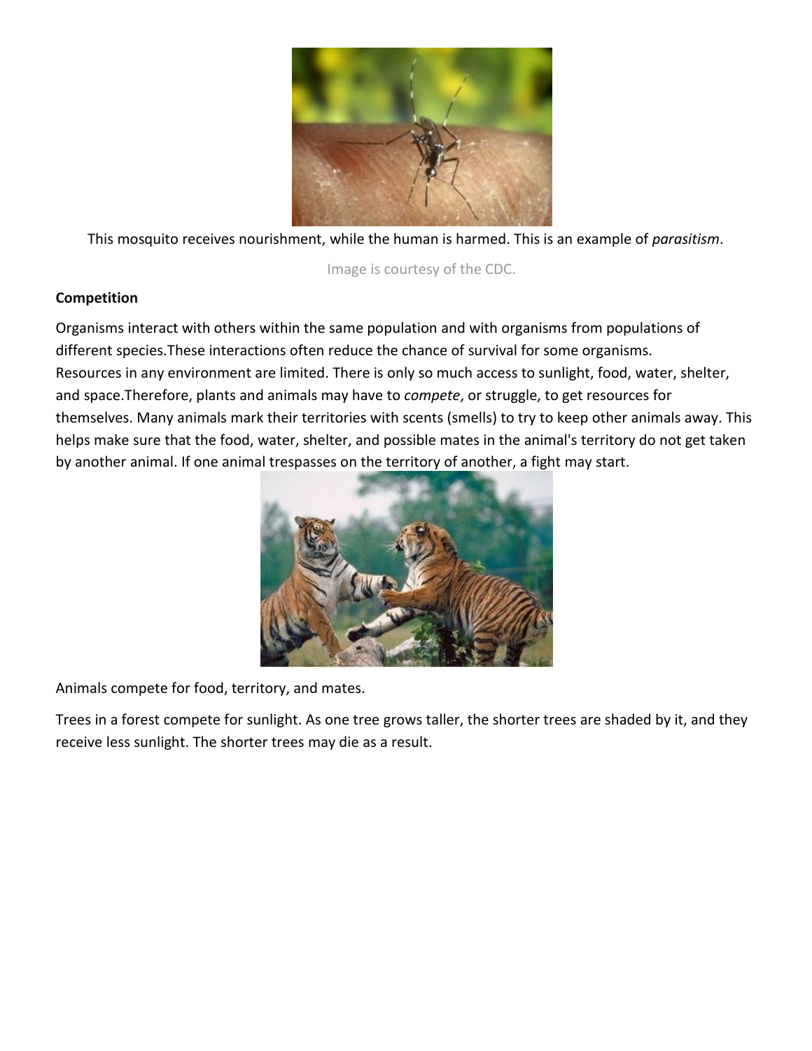This mosquito receives nourishment, while the human is harmed. This is an example of *parasitism*.

Image is courtesy of the CDC.

**Competition**

Organisms interact with others within the same population and with organisms from populations of different species.These interactions often reduce the chance of survival for some organisms. Resources in any environment are limited. There is only so much access to sunlight, food, water, shelter, and space.Therefore, plants and animals may have to *compete*, or struggle, to get resources for themselves. Many animals mark their territories with scents (smells) to try to keep other animals away. This helps make sure that the food, water, shelter, and possible mates in the animal's territory do not get taken by another animal. If one animal trespasses on the territory of another, a fight may start.

Animals compete for food, territory, and mates.

Trees in a forest compete for sunlight. As one tree grows taller, the shorter trees are shaded by it, and they receive less sunlight. The shorter trees may die as a result.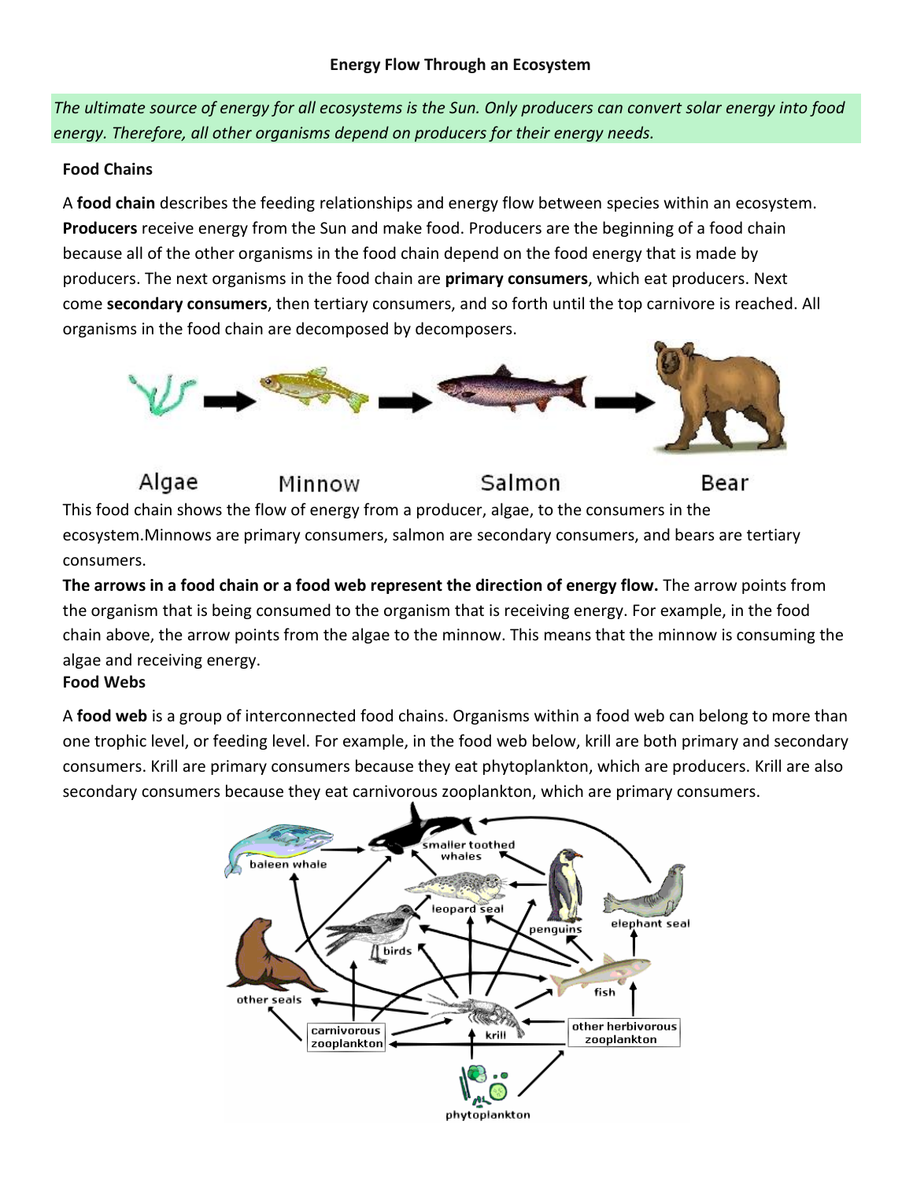**Energy Flow Through an Ecosystem**

*The ultimate source of energy for all ecosystems is the Sun. Only producers can convert solar energy into food energy. Therefore, all other organisms depend on producers for their energy needs.*

**Food Chains**

A **food chain** describes the feeding relationships and energy flow between species within an ecosystem. **Producers** receive energy from the Sun and make food. Producers are the beginning of a food chain because all of the other organisms in the food chain depend on the food energy that is made by producers. The next organisms in the food chain are **primary consumers**, which eat producers. Next come **secondary consumers**, then tertiary consumers, and so forth until the top carnivore is reached. All organisms in the food chain are decomposed by decomposers.

Algae → Minnow → Salmon → Bear

This food chain shows the flow of energy from a producer, algae, to the consumers in the ecosystem.Minnows are primary consumers, salmon are secondary consumers, and bears are tertiary consumers.

**The arrows in a food chain or a food web represent the direction of energy flow.** The arrow points from the organism that is being consumed to the organism that is receiving energy. For example, in the food chain above, the arrow points from the algae to the minnow. This means that the minnow is consuming the algae and receiving energy.

**Food Webs**

A **food web** is a group of interconnected food chains. Organisms within a food web can belong to more than one trophic level, or feeding level. For example, in the food web below, krill are both primary and secondary consumers. Krill are primary consumers because they eat phytoplankton, which are producers. Krill are also secondary consumers because they eat carnivorous zooplankton, which are primary consumers.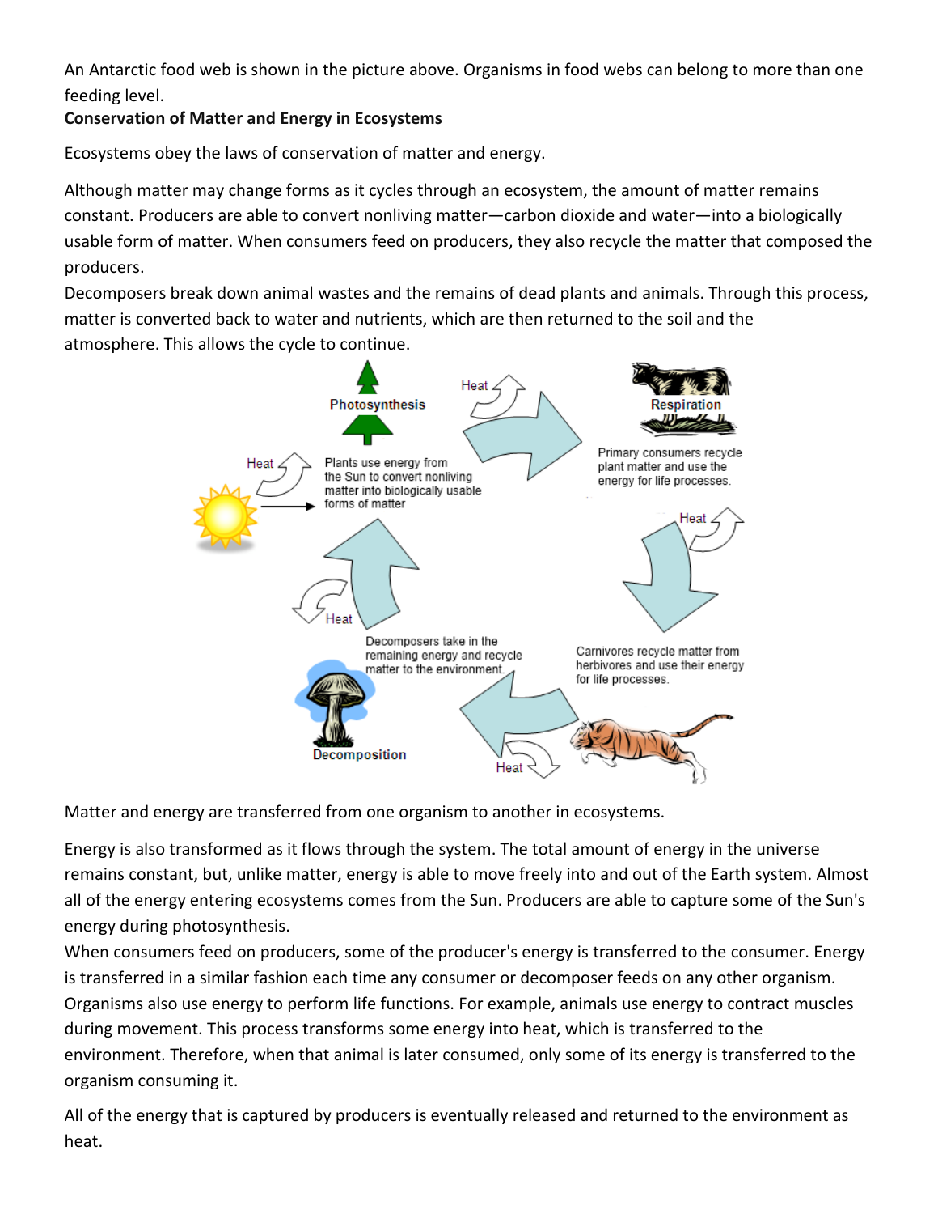An Antarctic food web is shown in the picture above. Organisms in food webs can belong to more than one feeding level.

**Conservation of Matter and Energy in Ecosystems**

Ecosystems obey the laws of conservation of matter and energy.

Although matter may change forms as it cycles through an ecosystem, the amount of matter remains constant. Producers are able to convert nonliving matter—carbon dioxide and water—into a biologically usable form of matter. When consumers feed on producers, they also recycle the matter that composed the producers.

Decomposers break down animal wastes and the remains of dead plants and animals. Through this process, matter is converted back to water and nutrients, which are then returned to the soil and the atmosphere. This allows the cycle to continue.

Photosynthesis

Plants use energy from the Sun to convert nonliving matter into biologically usable forms of matter

Heat

Heat

Respiration

Primary consumers recycle plant matter and use the energy for life processes.

Heat

Carnivores recycle matter from herbivores and use their energy for life processes.

Heat

Decomposers take in the remaining energy and recycle matter to the environment.

Decomposition

Heat

Matter and energy are transferred from one organism to another in ecosystems.

Energy is also transformed as it flows through the system. The total amount of energy in the universe remains constant, but, unlike matter, energy is able to move freely into and out of the Earth system. Almost all of the energy entering ecosystems comes from the Sun. Producers are able to capture some of the Sun's energy during photosynthesis.

When consumers feed on producers, some of the producer's energy is transferred to the consumer. Energy is transferred in a similar fashion each time any consumer or decomposer feeds on any other organism. Organisms also use energy to perform life functions. For example, animals use energy to contract muscles during movement. This process transforms some energy into heat, which is transferred to the environment. Therefore, when that animal is later consumed, only some of its energy is transferred to the organism consuming it.

All of the energy that is captured by producers is eventually released and returned to the environment as heat.